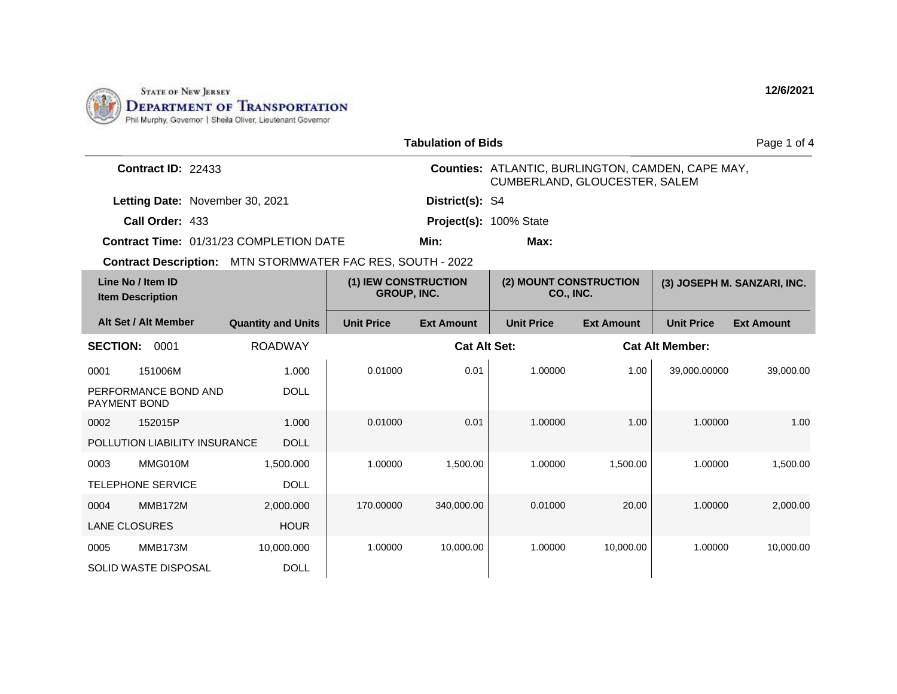STATE OF NEW JERSEY
DEPARTMENT OF TRANSPORTATION
Phil Murphy, Governor | Sheila Oliver, Lieutenant Governor

12/6/2021

# Tabulation of Bids

**Contract ID:** 22433

**Counties:** ATLANTIC, BURLINGTON, CAMDEN, CAPE MAY, CUMBERLAND, GLOUCESTER, SALEM

**Letting Date:** November 30, 2021

**District(s):** S4

**Call Order:** 433

**Project(s):** 100% State

**Contract Time:** 01/31/23 COMPLETION DATE

**Min:**

**Max:**

**Contract Description:** MTN STORMWATER FAC RES, SOUTH - 2022

| Line No / Item ID / Item Description | Alt Set / Alt Member | Quantity and Units | (1) IEW CONSTRUCTION GROUP, INC. Unit Price | (1) IEW CONSTRUCTION GROUP, INC. Ext Amount | (2) MOUNT CONSTRUCTION CO., INC. Unit Price | (2) MOUNT CONSTRUCTION CO., INC. Ext Amount | (3) JOSEPH M. SANZARI, INC. Unit Price | (3) JOSEPH M. SANZARI, INC. Ext Amount |
|---|---|---|---|---|---|---|---|---|
| **SECTION: 0001** | | ROADWAY | | **Cat Alt Set:** | | **Cat Alt Member:** | | |
| 0001 151006M PERFORMANCE BOND AND PAYMENT BOND | | 1.000 DOLL | 0.01000 | 0.01 | 1.00000 | 1.00 | 39,000.00000 | 39,000.00 |
| 0002 152015P POLLUTION LIABILITY INSURANCE | | 1.000 DOLL | 0.01000 | 0.01 | 1.00000 | 1.00 | 1.00000 | 1.00 |
| 0003 MMG010M TELEPHONE SERVICE | | 1,500.000 DOLL | 1.00000 | 1,500.00 | 1.00000 | 1,500.00 | 1.00000 | 1,500.00 |
| 0004 MMB172M LANE CLOSURES | | 2,000.000 HOUR | 170.00000 | 340,000.00 | 0.01000 | 20.00 | 1.00000 | 2,000.00 |
| 0005 MMB173M SOLID WASTE DISPOSAL | | 10,000.000 DOLL | 1.00000 | 10,000.00 | 1.00000 | 10,000.00 | 1.00000 | 10,000.00 |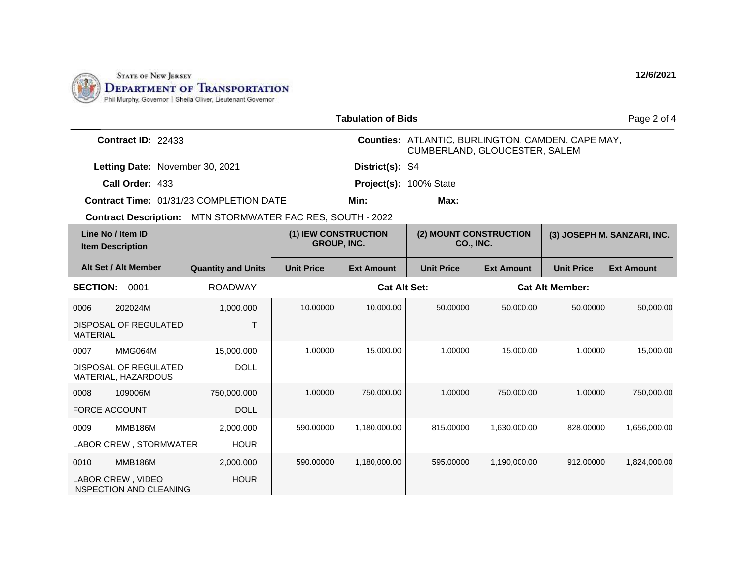STATE OF NEW JERSEY
DEPARTMENT OF TRANSPORTATION
Phil Murphy, Governor | Sheila Oliver, Lieutenant Governor

12/6/2021

## Tabulation of Bids

**Contract ID:** 22433

**Counties:** ATLANTIC, BURLINGTON, CAMDEN, CAPE MAY, CUMBERLAND, GLOUCESTER, SALEM

**Letting Date:** November 30, 2021

**District(s):** S4

**Call Order:** 433

**Project(s):** 100% State

**Contract Time:** 01/31/23 COMPLETION DATE

**Min:**

**Max:**

**Contract Description:** MTN STORMWATER FAC RES, SOUTH - 2022

| Line No / Item ID<br>Item Description | | | (1) IEW CONSTRUCTION GROUP, INC. | | (2) MOUNT CONSTRUCTION CO., INC. | | (3) JOSEPH M. SANZARI, INC. | |
|---|---|---|---|---|---|---|---|---|
| **Alt Set / Alt Member** | | **Quantity and Units** | **Unit Price** | **Ext Amount** | **Unit Price** | **Ext Amount** | **Unit Price** | **Ext Amount** |
| **SECTION:** 0001 | | ROADWAY | | **Cat Alt Set:** | | | **Cat Alt Member:** | |
| 0006 | 202024M | 1,000.000 | 10.00000 | 10,000.00 | 50.00000 | 50,000.00 | 50.00000 | 50,000.00 |
| DISPOSAL OF REGULATED MATERIAL | | T | | | | | | |
| 0007 | MMG064M | 15,000.000 | 1.00000 | 15,000.00 | 1.00000 | 15,000.00 | 1.00000 | 15,000.00 |
| DISPOSAL OF REGULATED MATERIAL, HAZARDOUS | | DOLL | | | | | | |
| 0008 | 109006M | 750,000.000 | 1.00000 | 750,000.00 | 1.00000 | 750,000.00 | 1.00000 | 750,000.00 |
| FORCE ACCOUNT | | DOLL | | | | | | |
| 0009 | MMB186M | 2,000.000 | 590.00000 | 1,180,000.00 | 815.00000 | 1,630,000.00 | 828.00000 | 1,656,000.00 |
| LABOR CREW , STORMWATER | | HOUR | | | | | | |
| 0010 | MMB186M | 2,000.000 | 590.00000 | 1,180,000.00 | 595.00000 | 1,190,000.00 | 912.00000 | 1,824,000.00 |
| LABOR CREW , VIDEO INSPECTION AND CLEANING | | HOUR | | | | | | |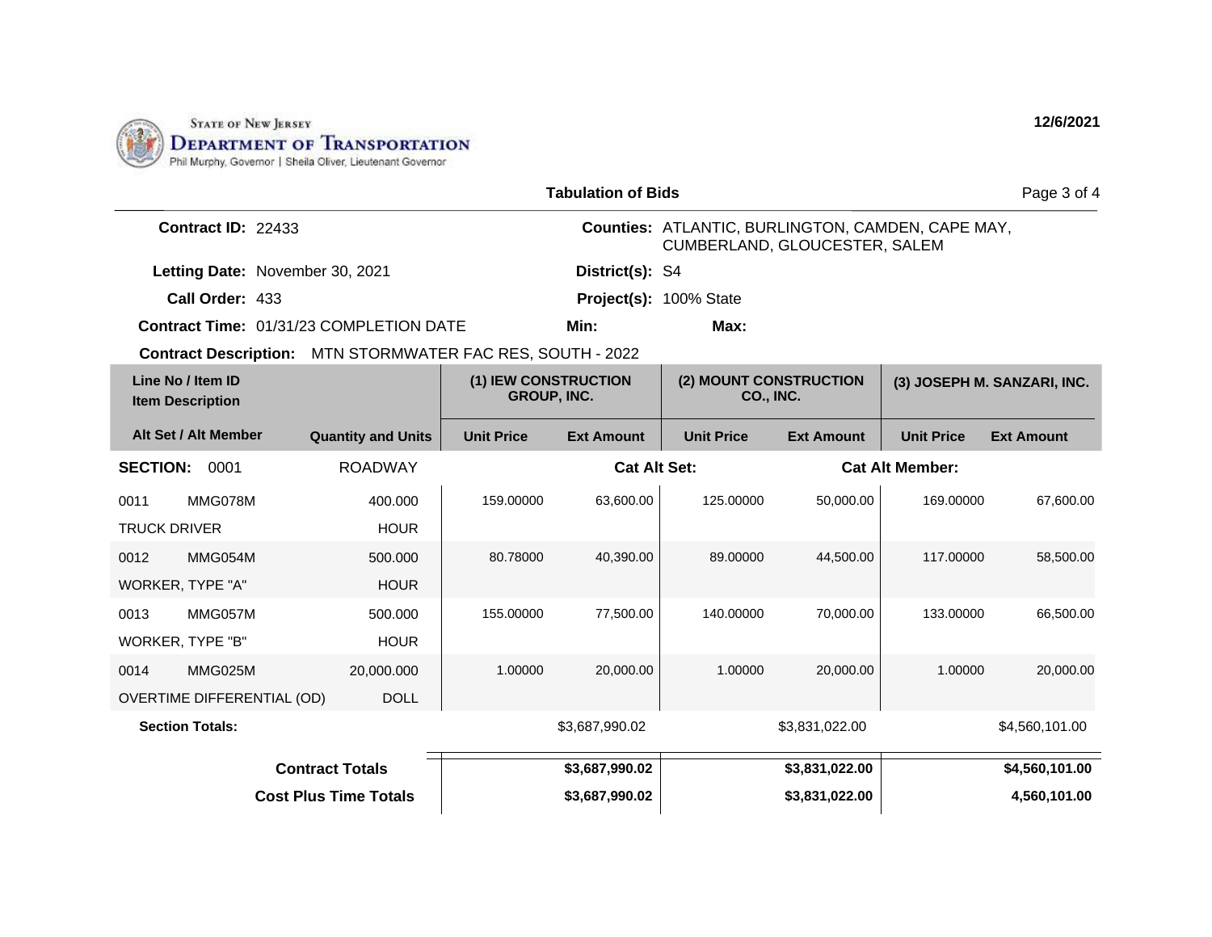STATE OF NEW JERSEY
DEPARTMENT OF TRANSPORTATION
Phil Murphy, Governor | Sheila Oliver, Lieutenant Governor

12/6/2021

## Tabulation of Bids

**Contract ID:** 22433

**Counties:** ATLANTIC, BURLINGTON, CAMDEN, CAPE MAY, CUMBERLAND, GLOUCESTER, SALEM

**Letting Date:** November 30, 2021

**District(s):** S4

**Call Order:** 433

**Project(s):** 100% State

**Contract Time:** 01/31/23 COMPLETION DATE

**Min:**

**Max:**

**Contract Description:** MTN STORMWATER FAC RES, SOUTH - 2022

| Line No / Item ID / Item Description | Alt Set / Alt Member / Quantity and Units | (1) IEW CONSTRUCTION GROUP, INC. Unit Price | (1) Ext Amount | (2) MOUNT CONSTRUCTION CO., INC. Unit Price | (2) Ext Amount | (3) JOSEPH M. SANZARI, INC. Unit Price | (3) Ext Amount |
|---|---|---|---|---|---|---|---|
| **SECTION: 0001** | ROADWAY | | **Cat Alt Set:** | | | **Cat Alt Member:** | |
| 0011 MMG078M TRUCK DRIVER | 400.000 HOUR | 159.00000 | 63,600.00 | 125.00000 | 50,000.00 | 169.00000 | 67,600.00 |
| 0012 MMG054M WORKER, TYPE "A" | 500.000 HOUR | 80.78000 | 40,390.00 | 89.00000 | 44,500.00 | 117.00000 | 58,500.00 |
| 0013 MMG057M WORKER, TYPE "B" | 500.000 HOUR | 155.00000 | 77,500.00 | 140.00000 | 70,000.00 | 133.00000 | 66,500.00 |
| 0014 MMG025M OVERTIME DIFFERENTIAL (OD) | 20,000.000 DOLL | 1.00000 | 20,000.00 | 1.00000 | 20,000.00 | 1.00000 | 20,000.00 |
| **Section Totals:** | | | $3,687,990.02 | | $3,831,022.00 | | $4,560,101.00 |
| **Contract Totals** | | | **$3,687,990.02** | | **$3,831,022.00** | | **$4,560,101.00** |
| **Cost Plus Time Totals** | | | **$3,687,990.02** | | **$3,831,022.00** | | **4,560,101.00** |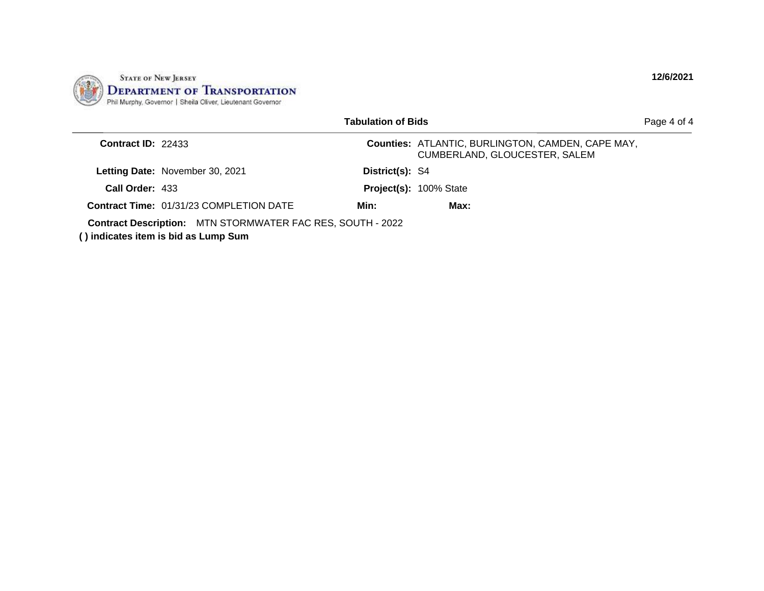STATE OF NEW JERSEY
**DEPARTMENT OF TRANSPORTATION**
Phil Murphy, Governor | Sheila Oliver, Lieutenant Governor

**12/6/2021**

**Tabulation of Bids**

| | | | |
|---|---|---|---|
| **Contract ID:** | 22433 | **Counties:** | ATLANTIC, BURLINGTON, CAMDEN, CAPE MAY, CUMBERLAND, GLOUCESTER, SALEM |
| **Letting Date:** | November 30, 2021 | **District(s):** | S4 |
| **Call Order:** | 433 | **Project(s):** | 100% State |
| **Contract Time:** | 01/31/23 COMPLETION DATE | **Min:** | **Max:** |

**Contract Description:** MTN STORMWATER FAC RES, SOUTH - 2022

**( ) indicates item is bid as Lump Sum**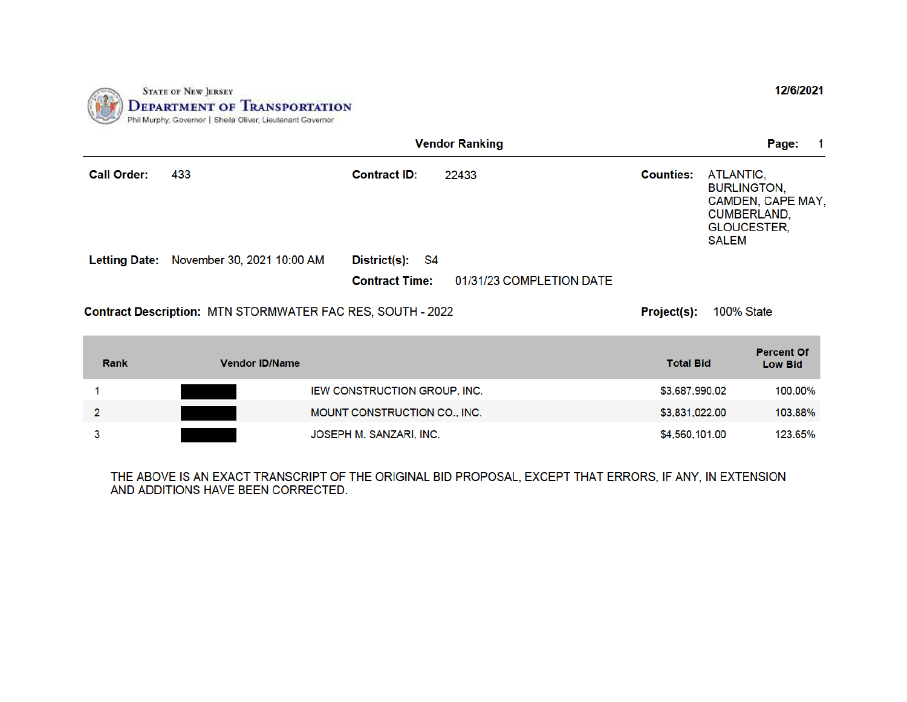State of New Jersey
**Department of Transportation**
Phil Murphy, Governor | Sheila Oliver, Lieutenant Governor

12/6/2021

## Vendor Ranking

**Call Order:** 433

**Contract ID:** 22433

**Counties:** ATLANTIC, BURLINGTON, CAMDEN, CAPE MAY, CUMBERLAND, GLOUCESTER, SALEM

**Letting Date:** November 30, 2021 10:00 AM

**District(s):** S4

**Contract Time:** 01/31/23 COMPLETION DATE

**Contract Description:** MTN STORMWATER FAC RES, SOUTH - 2022

**Project(s):** 100% State

| Rank | Vendor ID/Name | | Total Bid | Percent Of Low Bid |
|---|---|---|---|---|
| 1 | [REDACTED] | IEW CONSTRUCTION GROUP, INC. | $3,687,990.02 | 100.00% |
| 2 | [REDACTED] | MOUNT CONSTRUCTION CO., INC. | $3,831,022.00 | 103.88% |
| 3 | [REDACTED] | JOSEPH M. SANZARI, INC. | $4,560,101.00 | 123.65% |

THE ABOVE IS AN EXACT TRANSCRIPT OF THE ORIGINAL BID PROPOSAL, EXCEPT THAT ERRORS, IF ANY, IN EXTENSION AND ADDITIONS HAVE BEEN CORRECTED.